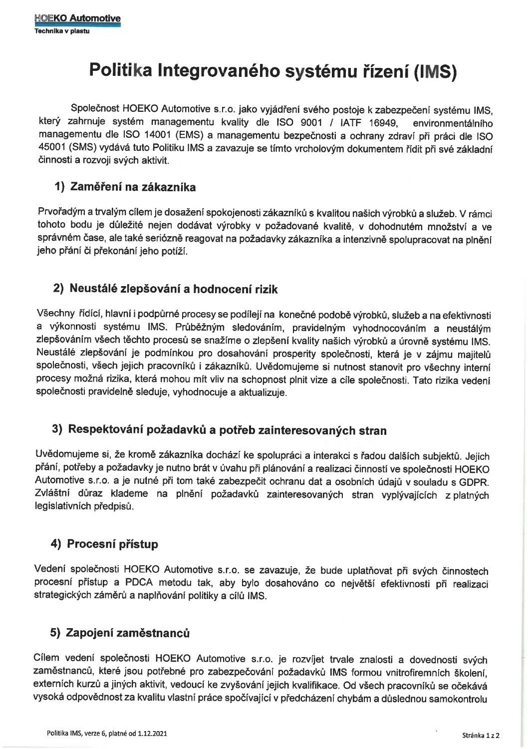# Politika Integrovaného systému řízení (IMS)

Společnost HOEKO Automotive s.r.o. jako vyjádření svého postoje k zabezpečení systému IMS, který zahrnuje systém managementu kvality dle ISO 9001 / IATF 16949, environmentálního managementu dle ISO 14001 (EMS) a managementu bezpečnosti a ochrany zdraví při práci dle ISO 45001 (SMS) vydává tuto Politiku IMS a zavazuje se tímto vrcholovým dokumentem řídit při své základní činnosti a rozvoji svých aktivit.

## 1) Zaměření na zákazníka

Prvořadým a trvalým cílem je dosažení spokojenosti zákazníků s kvalitou našich výrobků a služeb. V rámci tohoto bodu je důležité nejen dodávat výrobky v požadované kvalitě, v dohodnutém množství a ve správném čase, ale také seriózně reagovat na požadavky zákazníka a intenzivně spolupracovat na plnění jeho přání či překonání jeho potíží.

## 2) Neustálé zlepšování a hodnocení rizik

Všechny řídící, hlavní i podpůrné procesy se podílejí na konečné podobě výrobků, služeb a na efektivnosti a výkonnosti systému IMS. Průběžným sledováním, pravidelným vyhodnocováním a neustálým zlepšováním všech těchto procesů se snažíme o zlepšení kvality našich výrobků a úrovně systému IMS. Neustálé zlepšování je podmínkou pro dosahování prosperity společnosti, která je v zájmu majitelů společnosti, všech jejich pracovníků i zákazníků. Uvědomujeme si nutnost stanovit pro všechny interní procesy možná rizika, která mohou mít vliv na schopnost plnit vize a cíle společnosti. Tato rizika vedení společnosti pravidelně sleduje, vyhodnocuje a aktualizuje.

## 3) Respektování požadavků a potřeb zainteresovaných stran

Uvědomujeme si, že kromě zákazníka dochází ke spolupráci a interakci s řadou dalších subjektů. Jejich přání, potřeby a požadavky je nutno brát v úvahu při plánování a realizaci činností ve společnosti HOEKO Automotive s.r.o. a je nutné při tom také zabezpečit ochranu dat a osobních údajů v souladu s GDPR. Zvláštní důraz klademe na plnění požadavků zainteresovaných stran vyplývajících z platných legislativních předpisů.

## 4) Procesní přístup

Vedení společnosti HOEKO Automotive s.r.o. se zavazuje, že bude uplatňovat při svých činnostech procesní přístup a PDCA metodu tak, aby bylo dosahováno co největší efektivnosti při realizaci strategických záměrů a naplňování politiky a cílů IMS.

## 5) Zapojení zaměstnanců

Cílem vedení společnosti HOEKO Automotive s.r.o. je rozvíjet trvale znalosti a dovednosti svých zaměstnanců, které jsou potřebné pro zabezpečování požadavků IMS formou vnitrofiremních školení, externích kurzů a jiných aktivit, vedoucí ke zvyšování jejich kvalifikace. Od všech pracovníků se očekává vysoká odpovědnost za kvalitu vlastní práce spočívající v předcházení chybám a důslednou samokontrolu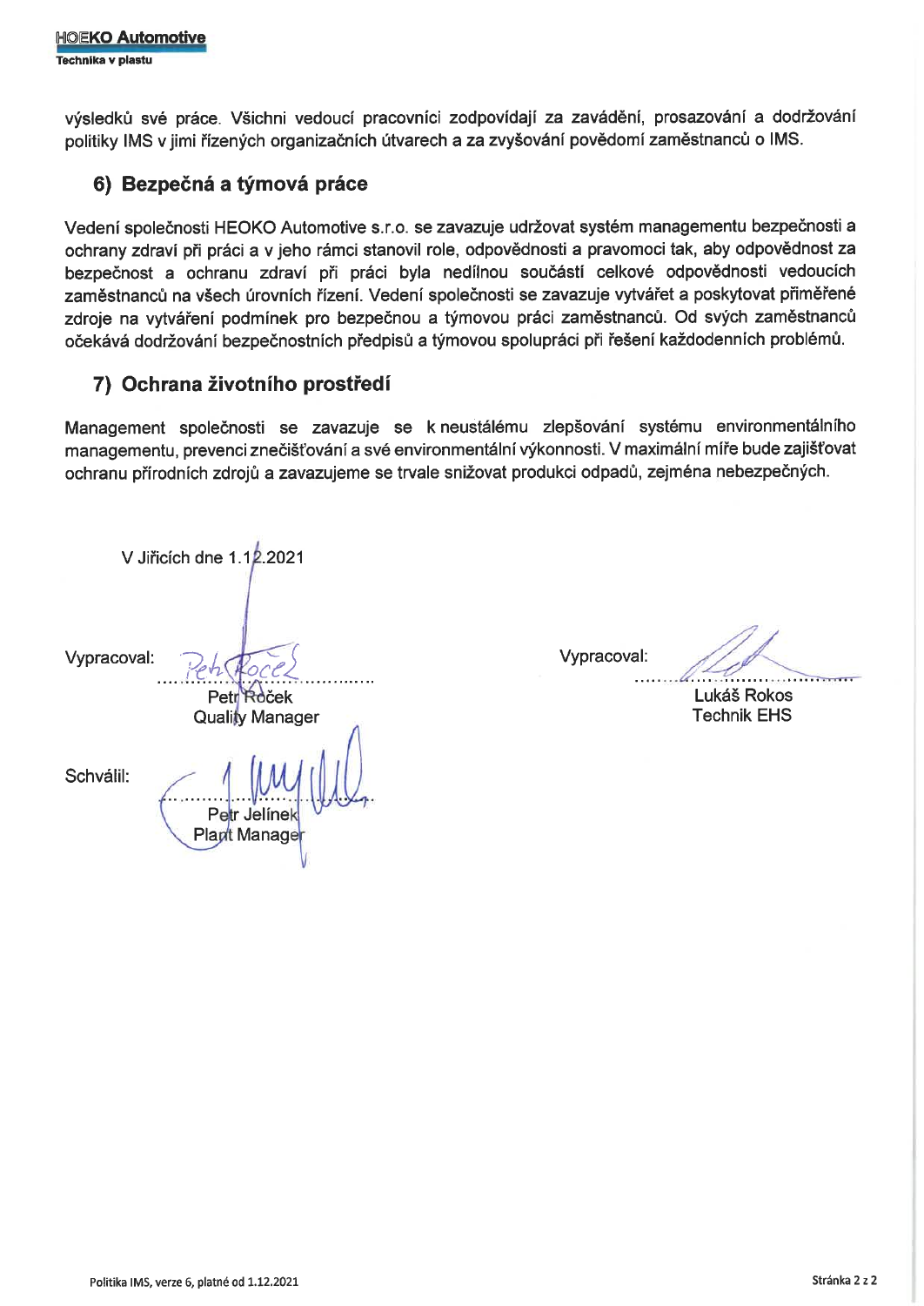výsledků své práce. Všichni vedoucí pracovníci zodpovídají za zavádění, prosazování a dodržování politiky IMS v jimi řízených organizačních útvarech a za zvyšování povědomí zaměstnanců o IMS.

## 6) Bezpečná a týmová práce

Vedení společnosti HEOKO Automotive s.r.o. se zavazuje udržovat systém managementu bezpečnosti a ochrany zdraví při práci a v jeho rámci stanovil role, odpovědnosti a pravomoci tak, aby odpovědnost za bezpečnost a ochranu zdraví při práci byla nedílnou součástí celkové odpovědnosti vedoucích zaměstnanců na všech úrovních řízení. Vedení společnosti se zavazuje vytvářet a poskytovat přiměřené zdroje na vytváření podmínek pro bezpečnou a týmovou práci zaměstnanců. Od svých zaměstnanců očekává dodržování bezpečnostních předpisů a týmovou spolupráci při řešení každodenních problémů.

## 7) Ochrana životního prostředí

Management společnosti se zavazuje se k neustálému zlepšování systému environmentálního managementu, prevenci znečišťování a své environmentální výkonnosti. V maximální míře bude zajišťovat ochranu přírodních zdrojů a zavazujeme se trvale snižovat produkci odpadů, zejména nebezpečných.

V Jiřicích dne 1.12.2021

Vypracoval: ............................
Petr Roček
Quality Manager

Vypracoval: ............................
Lukáš Rokos
Technik EHS

Schválil: ............................
Petr Jelínek
Plant Manager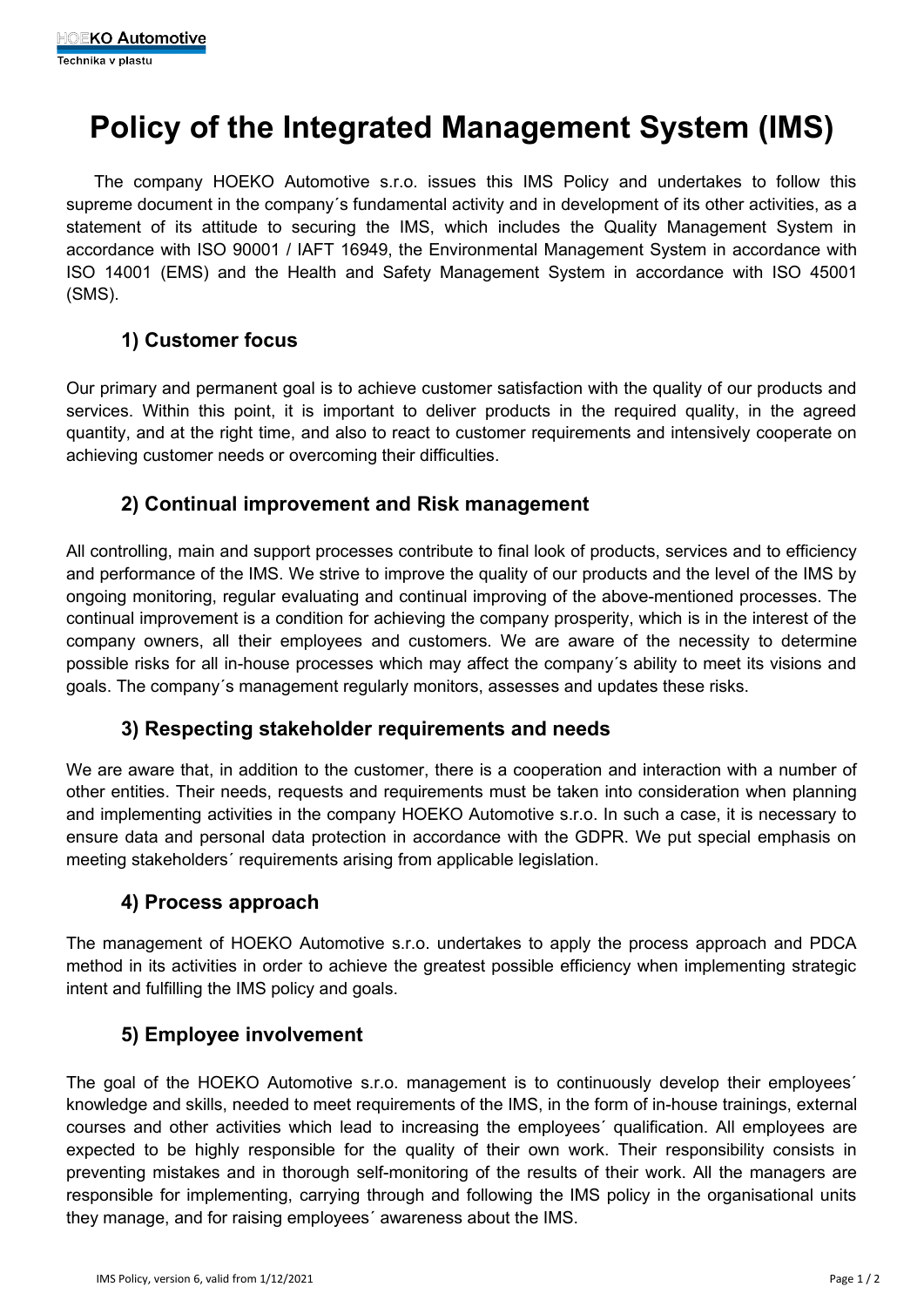# Policy of the Integrated Management System (IMS)

The company HOEKO Automotive s.r.o. issues this IMS Policy and undertakes to follow this supreme document in the company´s fundamental activity and in development of its other activities, as a statement of its attitude to securing the IMS, which includes the Quality Management System in accordance with ISO 90001 / IAFT 16949, the Environmental Management System in accordance with ISO 14001 (EMS) and the Health and Safety Management System in accordance with ISO 45001 (SMS).

## 1) Customer focus

Our primary and permanent goal is to achieve customer satisfaction with the quality of our products and services. Within this point, it is important to deliver products in the required quality, in the agreed quantity, and at the right time, and also to react to customer requirements and intensively cooperate on achieving customer needs or overcoming their difficulties.

## 2) Continual improvement and Risk management

All controlling, main and support processes contribute to final look of products, services and to efficiency and performance of the IMS. We strive to improve the quality of our products and the level of the IMS by ongoing monitoring, regular evaluating and continual improving of the above-mentioned processes. The continual improvement is a condition for achieving the company prosperity, which is in the interest of the company owners, all their employees and customers. We are aware of the necessity to determine possible risks for all in-house processes which may affect the company´s ability to meet its visions and goals. The company´s management regularly monitors, assesses and updates these risks.

## 3) Respecting stakeholder requirements and needs

We are aware that, in addition to the customer, there is a cooperation and interaction with a number of other entities. Their needs, requests and requirements must be taken into consideration when planning and implementing activities in the company HOEKO Automotive s.r.o. In such a case, it is necessary to ensure data and personal data protection in accordance with the GDPR. We put special emphasis on meeting stakeholders´ requirements arising from applicable legislation.

## 4) Process approach

The management of HOEKO Automotive s.r.o. undertakes to apply the process approach and PDCA method in its activities in order to achieve the greatest possible efficiency when implementing strategic intent and fulfilling the IMS policy and goals.

## 5) Employee involvement

The goal of the HOEKO Automotive s.r.o. management is to continuously develop their employees´ knowledge and skills, needed to meet requirements of the IMS, in the form of in-house trainings, external courses and other activities which lead to increasing the employees´ qualification. All employees are expected to be highly responsible for the quality of their own work. Their responsibility consists in preventing mistakes and in thorough self-monitoring of the results of their work. All the managers are responsible for implementing, carrying through and following the IMS policy in the organisational units they manage, and for raising employees´ awareness about the IMS.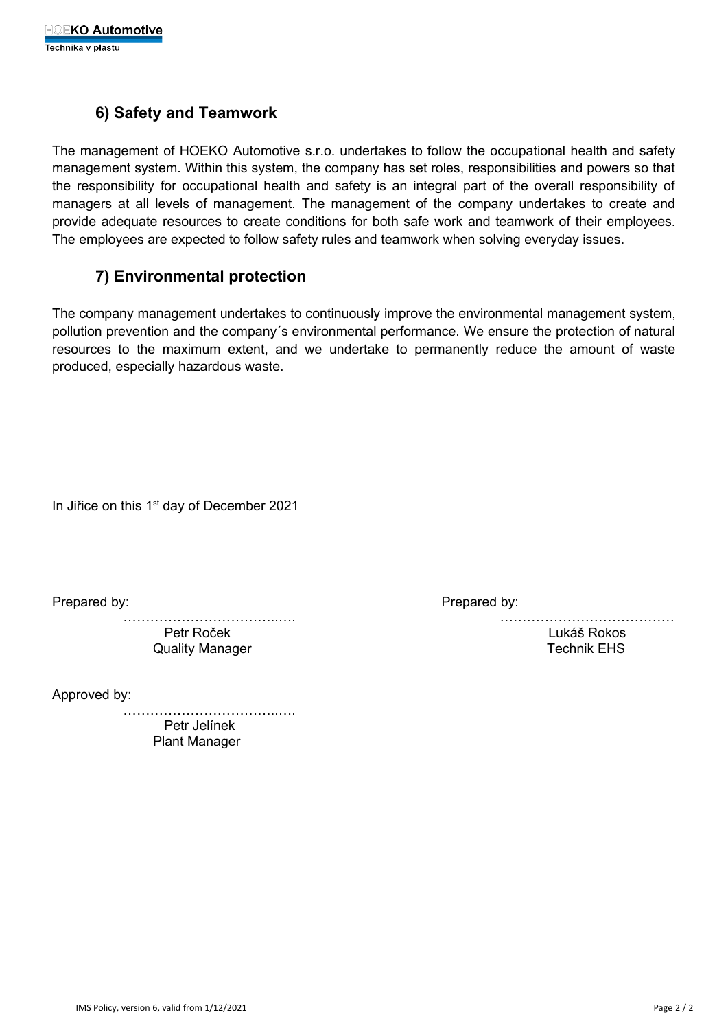## 6) Safety and Teamwork

The management of HOEKO Automotive s.r.o. undertakes to follow the occupational health and safety management system. Within this system, the company has set roles, responsibilities and powers so that the responsibility for occupational health and safety is an integral part of the overall responsibility of managers at all levels of management. The management of the company undertakes to create and provide adequate resources to create conditions for both safe work and teamwork of their employees. The employees are expected to follow safety rules and teamwork when solving everyday issues.

## 7) Environmental protection

The company management undertakes to continuously improve the environmental management system, pollution prevention and the company´s environmental performance. We ensure the protection of natural resources to the maximum extent, and we undertake to permanently reduce the amount of waste produced, especially hazardous waste.

In Jiřice on this 1st day of December 2021

Prepared by:

………………………………..….
Petr Roček
Quality Manager

Prepared by:

…………………………………
Lukáš Rokos
Technik EHS

Approved by:

………………………………..….
Petr Jelínek
Plant Manager